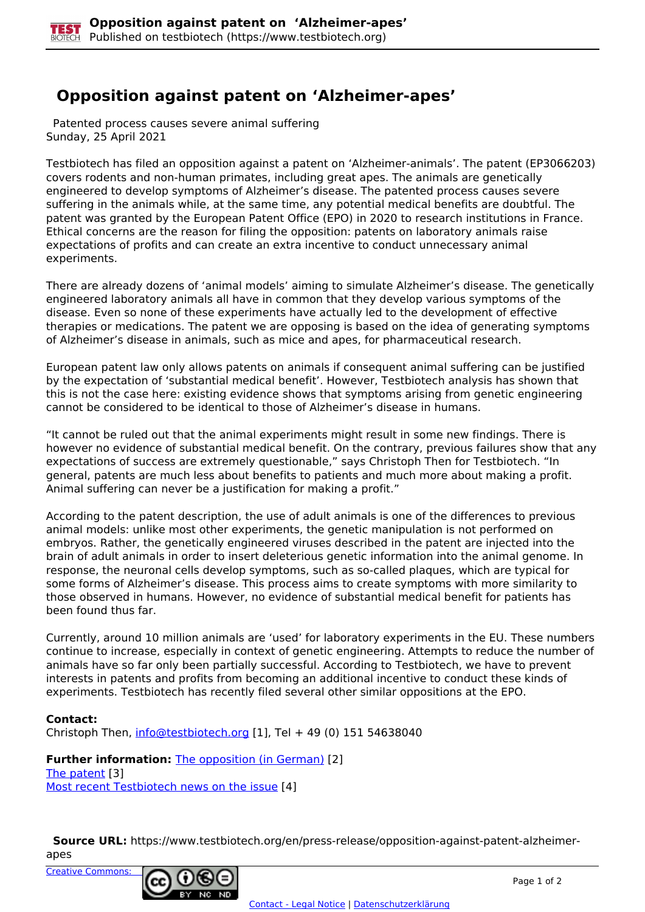# Opposition against patent on ‘Alzheimer-apes’

Patented process causes severe animal suffering
Sunday, 25 April 2021

Testbiotech has filed an opposition against a patent on ‘Alzheimer-animals’. The patent (EP3066203) covers rodents and non-human primates, including great apes. The animals are genetically engineered to develop symptoms of Alzheimer’s disease. The patented process causes severe suffering in the animals while, at the same time, any potential medical benefits are doubtful. The patent was granted by the European Patent Office (EPO) in 2020 to research institutions in France. Ethical concerns are the reason for filing the opposition: patents on laboratory animals raise expectations of profits and can create an extra incentive to conduct unnecessary animal experiments.

There are already dozens of ‘animal models’ aiming to simulate Alzheimer’s disease. The genetically engineered laboratory animals all have in common that they develop various symptoms of the disease. Even so none of these experiments have actually led to the development of effective therapies or medications. The patent we are opposing is based on the idea of generating symptoms of Alzheimer’s disease in animals, such as mice and apes, for pharmaceutical research.

European patent law only allows patents on animals if consequent animal suffering can be justified by the expectation of ‘substantial medical benefit’. However, Testbiotech analysis has shown that this is not the case here: existing evidence shows that symptoms arising from genetic engineering cannot be considered to be identical to those of Alzheimer’s disease in humans.

“It cannot be ruled out that the animal experiments might result in some new findings. There is however no evidence of substantial medical benefit. On the contrary, previous failures show that any expectations of success are extremely questionable,” says Christoph Then for Testbiotech. “In general, patents are much less about benefits to patients and much more about making a profit. Animal suffering can never be a justification for making a profit.”

According to the patent description, the use of adult animals is one of the differences to previous animal models: unlike most other experiments, the genetic manipulation is not performed on embryos. Rather, the genetically engineered viruses described in the patent are injected into the brain of adult animals in order to insert deleterious genetic information into the animal genome. In response, the neuronal cells develop symptoms, such as so-called plaques, which are typical for some forms of Alzheimer’s disease. This process aims to create symptoms with more similarity to those observed in humans. However, no evidence of substantial medical benefit for patients has been found thus far.

Currently, around 10 million animals are ‘used’ for laboratory experiments in the EU. These numbers continue to increase, especially in context of genetic engineering. Attempts to reduce the number of animals have so far only been partially successful. According to Testbiotech, we have to prevent interests in patents and profits from becoming an additional incentive to conduct these kinds of experiments. Testbiotech has recently filed several other similar oppositions at the EPO.

**Contact:**
Christoph Then, info@testbiotech.org [1], Tel + 49 (0) 151 54638040

**Further information:** The opposition (in German) [2]
The patent [3]
Most recent Testbiotech news on the issue [4]

**Source URL:** https://www.testbiotech.org/en/press-release/opposition-against-patent-alzheimer-apes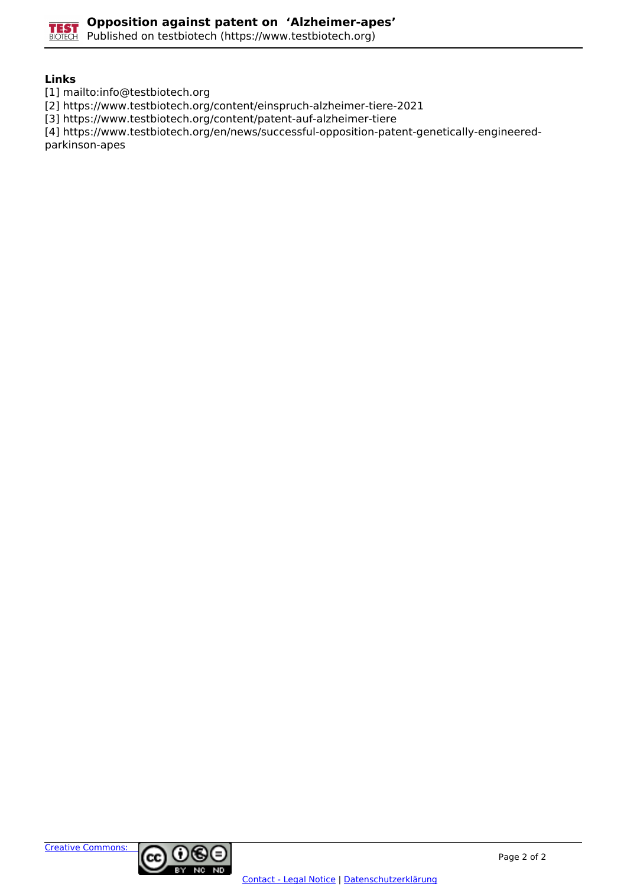**Links**

[1] mailto:info@testbiotech.org
[2] https://www.testbiotech.org/content/einspruch-alzheimer-tiere-2021
[3] https://www.testbiotech.org/content/patent-auf-alzheimer-tiere
[4] https://www.testbiotech.org/en/news/successful-opposition-patent-genetically-engineered-parkinson-apes